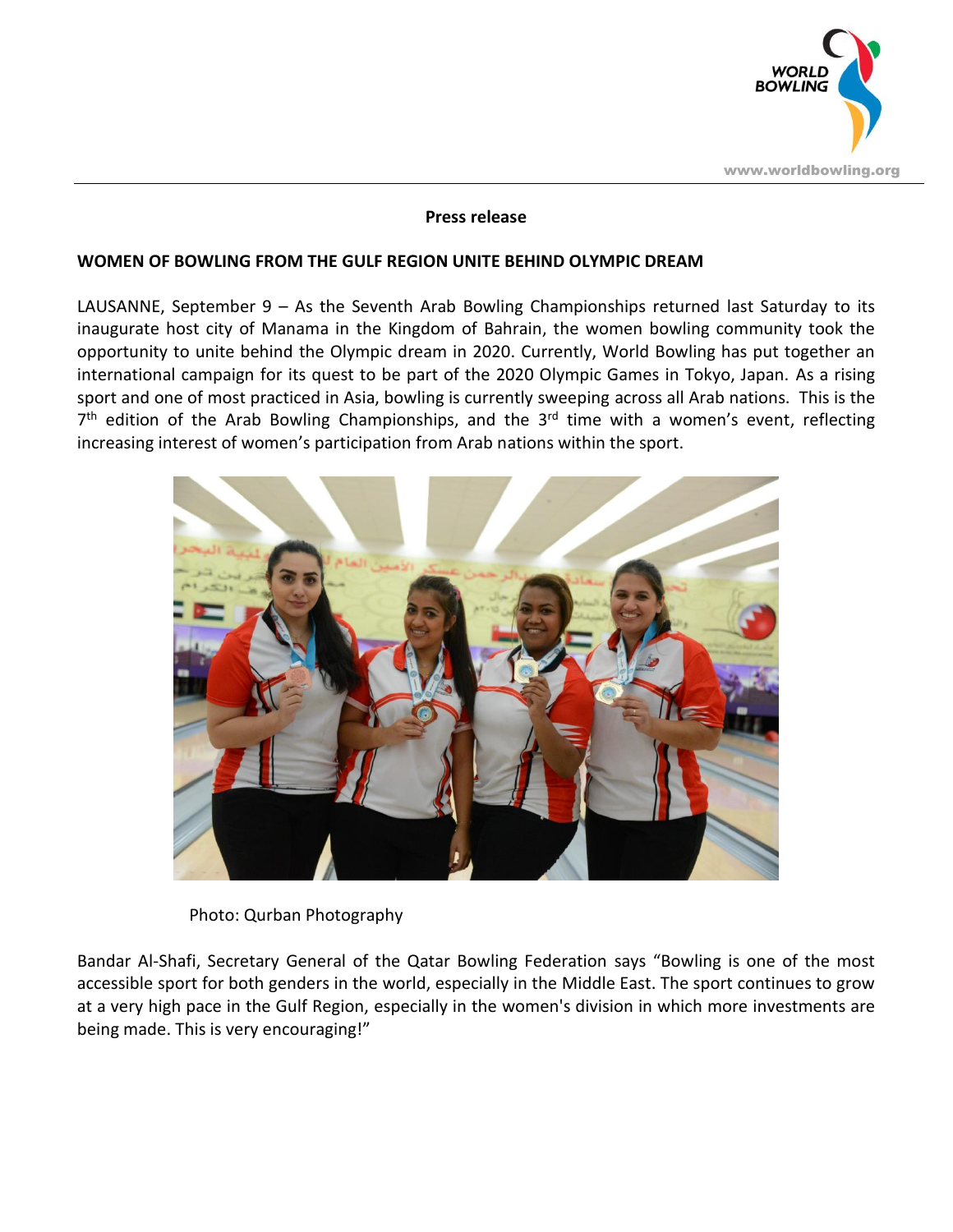**Press release**

**WOMEN OF BOWLING FROM THE GULF REGION UNITE BEHIND OLYMPIC DREAM**

LAUSANNE, September 9 – As the Seventh Arab Bowling Championships returned last Saturday to its inaugurate host city of Manama in the Kingdom of Bahrain, the women bowling community took the opportunity to unite behind the Olympic dream in 2020. Currently, World Bowling has put together an international campaign for its quest to be part of the 2020 Olympic Games in Tokyo, Japan. As a rising sport and one of most practiced in Asia, bowling is currently sweeping across all Arab nations. This is the 7th edition of the Arab Bowling Championships, and the 3rd time with a women's event, reflecting increasing interest of women's participation from Arab nations within the sport.

Photo: Qurban Photography

Bandar Al-Shafi, Secretary General of the Qatar Bowling Federation says "Bowling is one of the most accessible sport for both genders in the world, especially in the Middle East. The sport continues to grow at a very high pace in the Gulf Region, especially in the women's division in which more investments are being made. This is very encouraging!"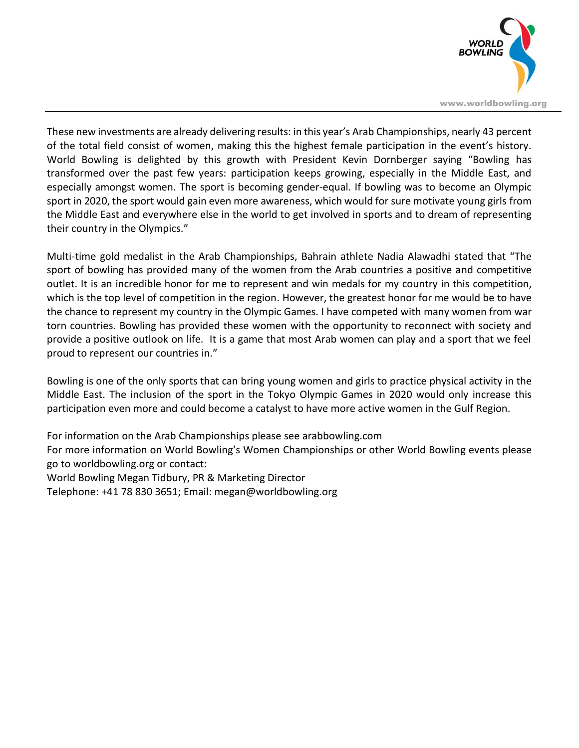These new investments are already delivering results: in this year's Arab Championships, nearly 43 percent of the total field consist of women, making this the highest female participation in the event's history. World Bowling is delighted by this growth with President Kevin Dornberger saying "Bowling has transformed over the past few years: participation keeps growing, especially in the Middle East, and especially amongst women. The sport is becoming gender-equal. If bowling was to become an Olympic sport in 2020, the sport would gain even more awareness, which would for sure motivate young girls from the Middle East and everywhere else in the world to get involved in sports and to dream of representing their country in the Olympics."

Multi-time gold medalist in the Arab Championships, Bahrain athlete Nadia Alawadhi stated that "The sport of bowling has provided many of the women from the Arab countries a positive and competitive outlet. It is an incredible honor for me to represent and win medals for my country in this competition, which is the top level of competition in the region. However, the greatest honor for me would be to have the chance to represent my country in the Olympic Games. I have competed with many women from war torn countries. Bowling has provided these women with the opportunity to reconnect with society and provide a positive outlook on life. It is a game that most Arab women can play and a sport that we feel proud to represent our countries in."

Bowling is one of the only sports that can bring young women and girls to practice physical activity in the Middle East. The inclusion of the sport in the Tokyo Olympic Games in 2020 would only increase this participation even more and could become a catalyst to have more active women in the Gulf Region.

For information on the Arab Championships please see arabbowling.com
For more information on World Bowling's Women Championships or other World Bowling events please go to worldbowling.org or contact:
World Bowling Megan Tidbury, PR & Marketing Director
Telephone: +41 78 830 3651; Email: megan@worldbowling.org